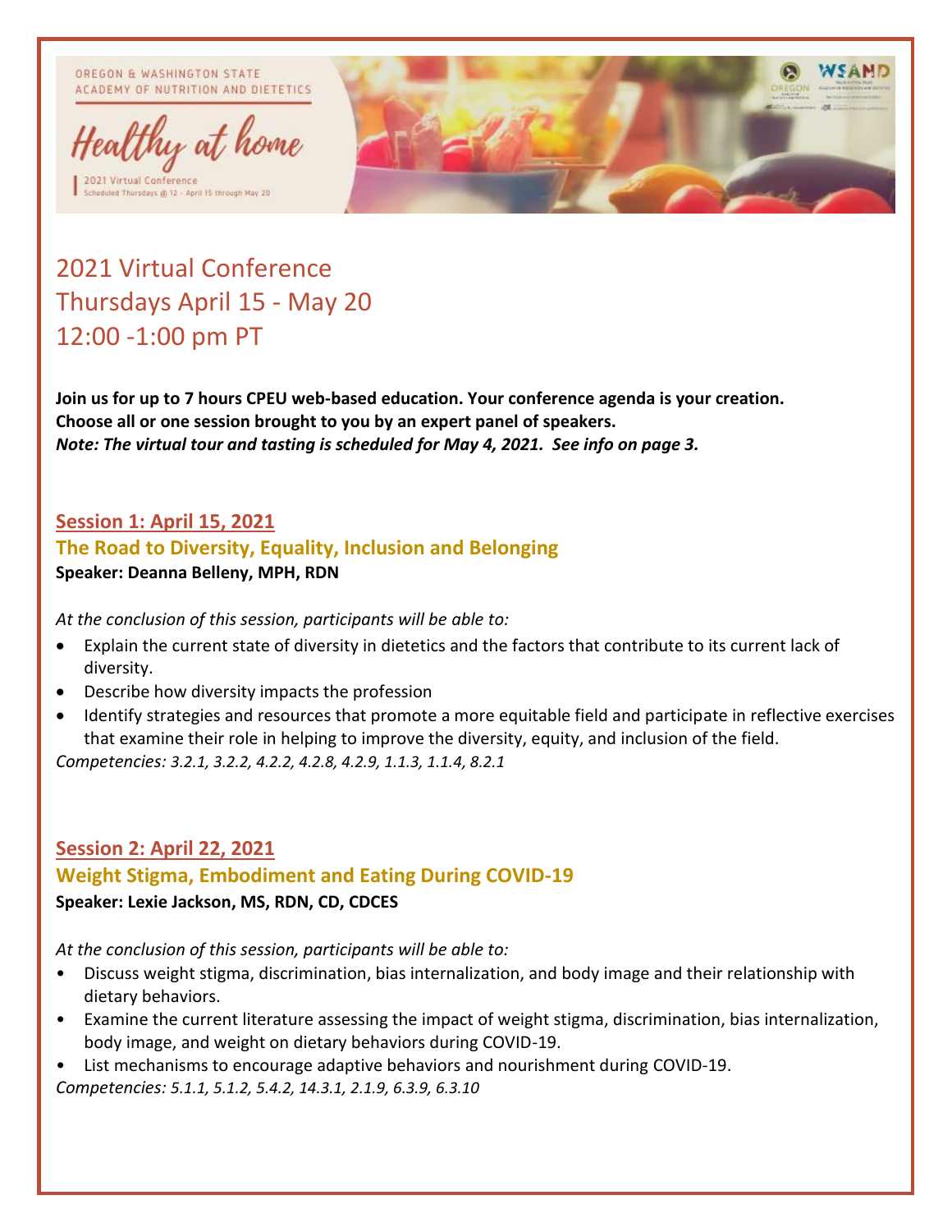OREGON & WASHINGTON STATE ACADEMY OF NUTRITION AND DIETETICS

Healthy at home

2021 Virtual Conference
Scheduled Thursdays @ 12 - April 15 through May 20

# 2021 Virtual Conference
# Thursdays April 15 - May 20
# 12:00 -1:00 pm PT

**Join us for up to 7 hours CPEU web-based education. Your conference agenda is your creation. Choose all or one session brought to you by an expert panel of speakers.**
***Note: The virtual tour and tasting is scheduled for May 4, 2021. See info on page 3.***

## Session 1: April 15, 2021

### The Road to Diversity, Equality, Inclusion and Belonging

**Speaker: Deanna Belleny, MPH, RDN**

*At the conclusion of this session, participants will be able to:*

- Explain the current state of diversity in dietetics and the factors that contribute to its current lack of diversity.
- Describe how diversity impacts the profession
- Identify strategies and resources that promote a more equitable field and participate in reflective exercises that examine their role in helping to improve the diversity, equity, and inclusion of the field.

*Competencies: 3.2.1, 3.2.2, 4.2.2, 4.2.8, 4.2.9, 1.1.3, 1.1.4, 8.2.1*

## Session 2: April 22, 2021

### Weight Stigma, Embodiment and Eating During COVID-19

**Speaker: Lexie Jackson, MS, RDN, CD, CDCES**

*At the conclusion of this session, participants will be able to:*

- Discuss weight stigma, discrimination, bias internalization, and body image and their relationship with dietary behaviors.
- Examine the current literature assessing the impact of weight stigma, discrimination, bias internalization, body image, and weight on dietary behaviors during COVID-19.
- List mechanisms to encourage adaptive behaviors and nourishment during COVID-19.

*Competencies: 5.1.1, 5.1.2, 5.4.2, 14.3.1, 2.1.9, 6.3.9, 6.3.10*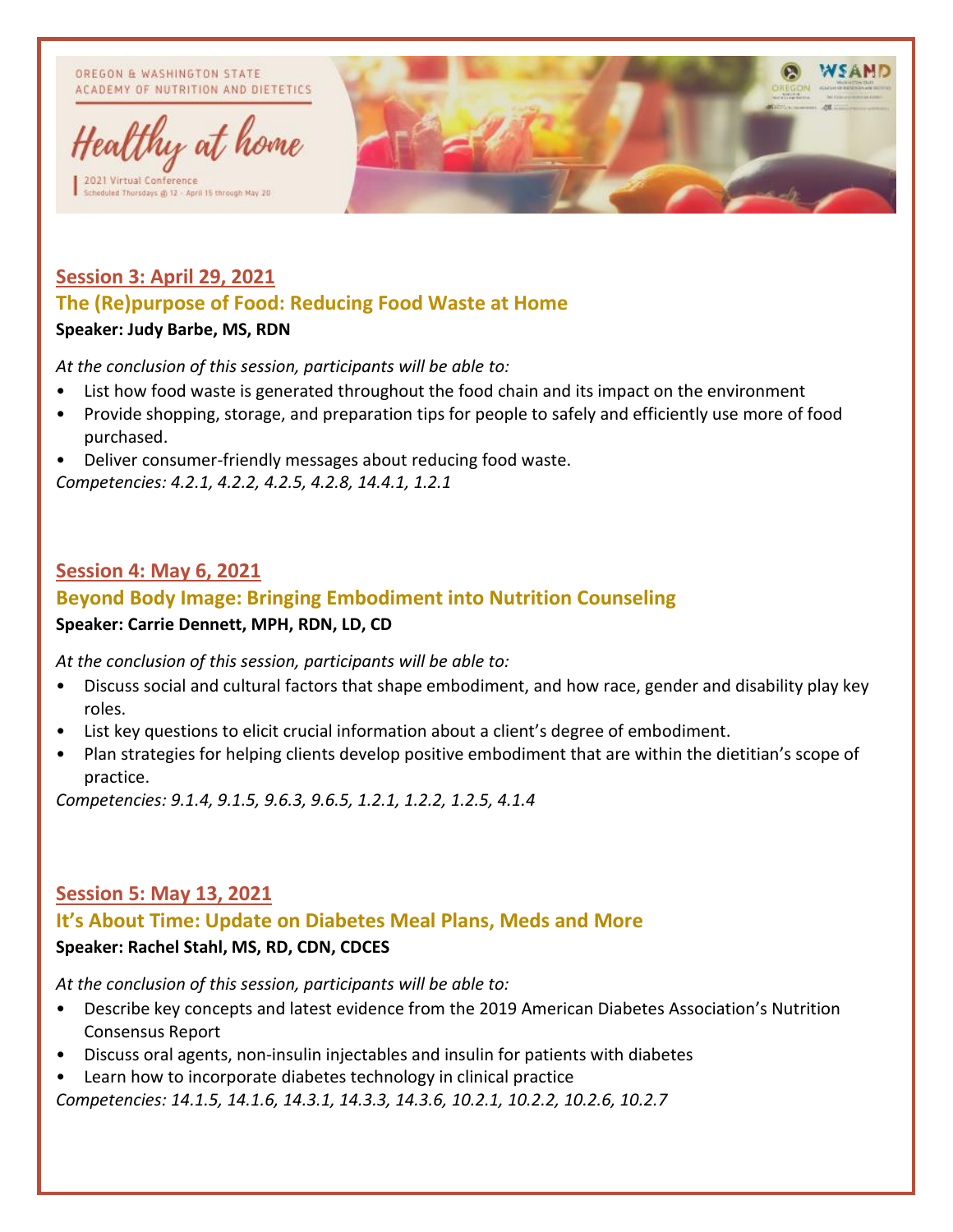## Session 3: April 29, 2021

### The (Re)purpose of Food: Reducing Food Waste at Home

**Speaker: Judy Barbe, MS, RDN**

*At the conclusion of this session, participants will be able to:*

- List how food waste is generated throughout the food chain and its impact on the environment
- Provide shopping, storage, and preparation tips for people to safely and efficiently use more of food purchased.
- Deliver consumer-friendly messages about reducing food waste.

*Competencies: 4.2.1, 4.2.2, 4.2.5, 4.2.8, 14.4.1, 1.2.1*

## Session 4: May 6, 2021

### Beyond Body Image: Bringing Embodiment into Nutrition Counseling

**Speaker: Carrie Dennett, MPH, RDN, LD, CD**

*At the conclusion of this session, participants will be able to:*

- Discuss social and cultural factors that shape embodiment, and how race, gender and disability play key roles.
- List key questions to elicit crucial information about a client's degree of embodiment.
- Plan strategies for helping clients develop positive embodiment that are within the dietitian's scope of practice.

*Competencies: 9.1.4, 9.1.5, 9.6.3, 9.6.5, 1.2.1, 1.2.2, 1.2.5, 4.1.4*

## Session 5: May 13, 2021

### It's About Time: Update on Diabetes Meal Plans, Meds and More

**Speaker: Rachel Stahl, MS, RD, CDN, CDCES**

*At the conclusion of this session, participants will be able to:*

- Describe key concepts and latest evidence from the 2019 American Diabetes Association's Nutrition Consensus Report
- Discuss oral agents, non-insulin injectables and insulin for patients with diabetes
- Learn how to incorporate diabetes technology in clinical practice

*Competencies: 14.1.5, 14.1.6, 14.3.1, 14.3.3, 14.3.6, 10.2.1, 10.2.2, 10.2.6, 10.2.7*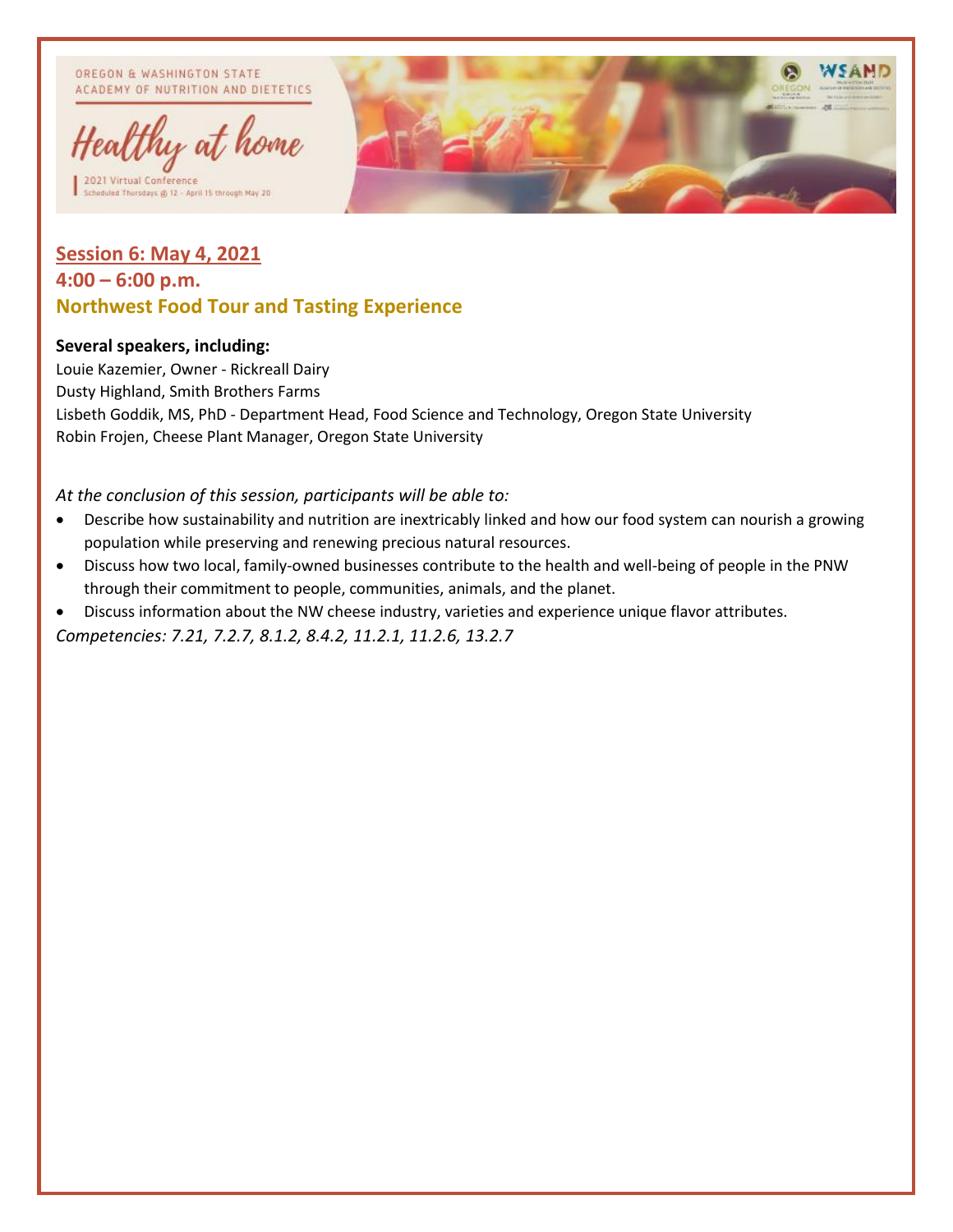OREGON & WASHINGTON STATE ACADEMY OF NUTRITION AND DIETETICS

Healthy at home

2021 Virtual Conference
Scheduled Thursdays @ 12 - April 15 through May 20

## Session 6: May 4, 2021

### 4:00 – 6:00 p.m.

### Northwest Food Tour and Tasting Experience

**Several speakers, including:**

Louie Kazemier, Owner - Rickreall Dairy
Dusty Highland, Smith Brothers Farms
Lisbeth Goddik, MS, PhD - Department Head, Food Science and Technology, Oregon State University
Robin Frojen, Cheese Plant Manager, Oregon State University

*At the conclusion of this session, participants will be able to:*

- Describe how sustainability and nutrition are inextricably linked and how our food system can nourish a growing population while preserving and renewing precious natural resources.
- Discuss how two local, family-owned businesses contribute to the health and well-being of people in the PNW through their commitment to people, communities, animals, and the planet.
- Discuss information about the NW cheese industry, varieties and experience unique flavor attributes.

*Competencies: 7.21, 7.2.7, 8.1.2, 8.4.2, 11.2.1, 11.2.6, 13.2.7*